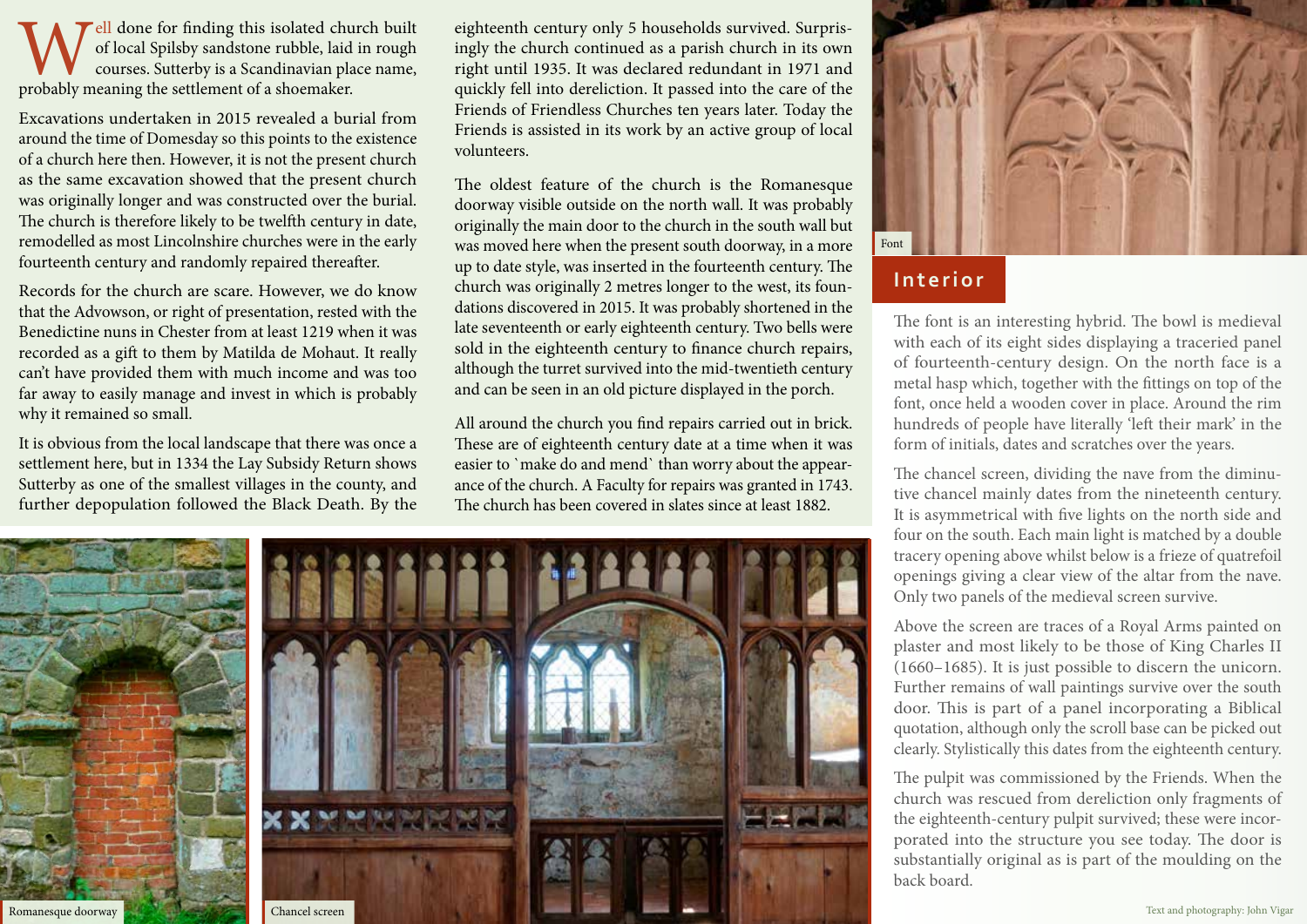Well done for finding this isolated church built of local Spilsby sandstone rubble, laid in rough courses. Sutterby is a Scandinavian place name, probably meaning the settlement of a shoemaker.

Excavations undertaken in 2015 revealed a burial from around the time of Domesday so this points to the existence of a church here then. However, it is not the present church as the same excavation showed that the present church was originally longer and was constructed over the burial. The church is therefore likely to be twelfth century in date, remodelled as most Lincolnshire churches were in the early fourteenth century and randomly repaired thereafter.

Records for the church are scare. However, we do know that the Advowson, or right of presentation, rested with the Benedictine nuns in Chester from at least 1219 when it was recorded as a gift to them by Matilda de Mohaut. It really can't have provided them with much income and was too far away to easily manage and invest in which is probably why it remained so small.

It is obvious from the local landscape that there was once a settlement here, but in 1334 the Lay Subsidy Return shows Sutterby as one of the smallest villages in the county, and further depopulation followed the Black Death. By the eighteenth century only 5 households survived. Surprisingly the church continued as a parish church in its own right until 1935. It was declared redundant in 1971 and quickly fell into dereliction. It passed into the care of the Friends of Friendless Churches ten years later. Today the Friends is assisted in its work by an active group of local volunteers.

The oldest feature of the church is the Romanesque doorway visible outside on the north wall. It was probably originally the main door to the church in the south wall but was moved here when the present south doorway, in a more up to date style, was inserted in the fourteenth century. The church was originally 2 metres longer to the west, its foundations discovered in 2015. It was probably shortened in the late seventeenth or early eighteenth century. Two bells were sold in the eighteenth century to finance church repairs, although the turret survived into the mid-twentieth century and can be seen in an old picture displayed in the porch.

All around the church you find repairs carried out in brick. These are of eighteenth century date at a time when it was easier to `make do and mend` than worry about the appearance of the church. A Faculty for repairs was granted in 1743. The church has been covered in slates since at least 1882.

Romanesque doorway

Chancel screen

Font

## Interior

The font is an interesting hybrid. The bowl is medieval with each of its eight sides displaying a traceried panel of fourteenth-century design. On the north face is a metal hasp which, together with the fittings on top of the font, once held a wooden cover in place. Around the rim hundreds of people have literally 'left their mark' in the form of initials, dates and scratches over the years.

The chancel screen, dividing the nave from the diminutive chancel mainly dates from the nineteenth century. It is asymmetrical with five lights on the north side and four on the south. Each main light is matched by a double tracery opening above whilst below is a frieze of quatrefoil openings giving a clear view of the altar from the nave. Only two panels of the medieval screen survive.

Above the screen are traces of a Royal Arms painted on plaster and most likely to be those of King Charles II (1660–1685). It is just possible to discern the unicorn. Further remains of wall paintings survive over the south door. This is part of a panel incorporating a Biblical quotation, although only the scroll base can be picked out clearly. Stylistically this dates from the eighteenth century.

The pulpit was commissioned by the Friends. When the church was rescued from dereliction only fragments of the eighteenth-century pulpit survived; these were incorporated into the structure you see today. The door is substantially original as is part of the moulding on the back board.

Text and photography: John Vigar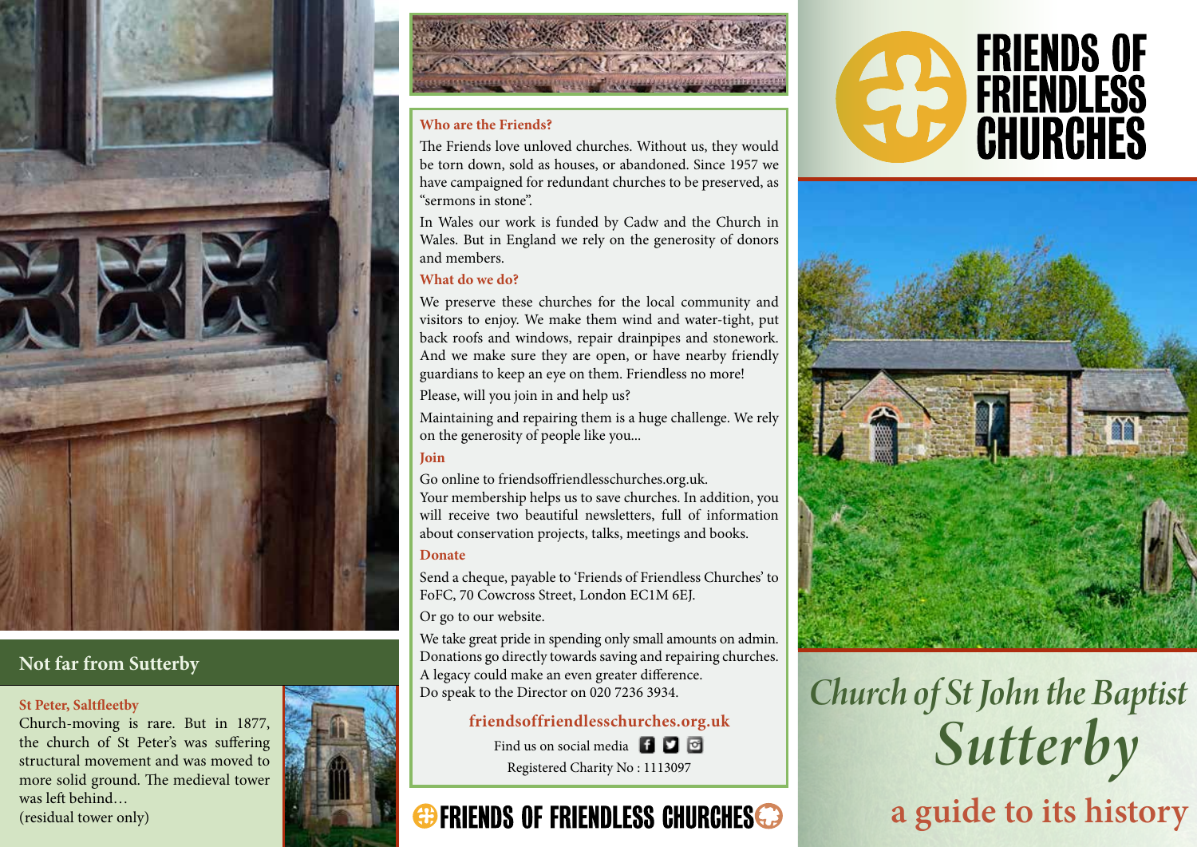## Not far from Sutterby

**St Peter, Saltfleetby**

Church-moving is rare. But in 1877, the church of St Peter's was suffering structural movement and was moved to more solid ground. The medieval tower was left behind…
(residual tower only)

**Who are the Friends?**

The Friends love unloved churches. Without us, they would be torn down, sold as houses, or abandoned. Since 1957 we have campaigned for redundant churches to be preserved, as "sermons in stone".

In Wales our work is funded by Cadw and the Church in Wales. But in England we rely on the generosity of donors and members.

**What do we do?**

We preserve these churches for the local community and visitors to enjoy. We make them wind and water-tight, put back roofs and windows, repair drainpipes and stonework. And we make sure they are open, or have nearby friendly guardians to keep an eye on them. Friendless no more!

Please, will you join in and help us?

Maintaining and repairing them is a huge challenge. We rely on the generosity of people like you...

**Join**

Go online to friendsoffriendlesschurches.org.uk.
Your membership helps us to save churches. In addition, you will receive two beautiful newsletters, full of information about conservation projects, talks, meetings and books.

**Donate**

Send a cheque, payable to 'Friends of Friendless Churches' to FoFC, 70 Cowcross Street, London EC1M 6EJ.

Or go to our website.

We take great pride in spending only small amounts on admin. Donations go directly towards saving and repairing churches. A legacy could make an even greater difference.
Do speak to the Director on 020 7236 3934.

**friendsoffriendlesschurches.org.uk**

Find us on social media

Registered Charity No : 1113097

FRIENDS OF FRIENDLESS CHURCHES

# FRIENDS OF FRIENDLESS CHURCHES

# *Church of St John the Baptist Sutterby*

## a guide to its history